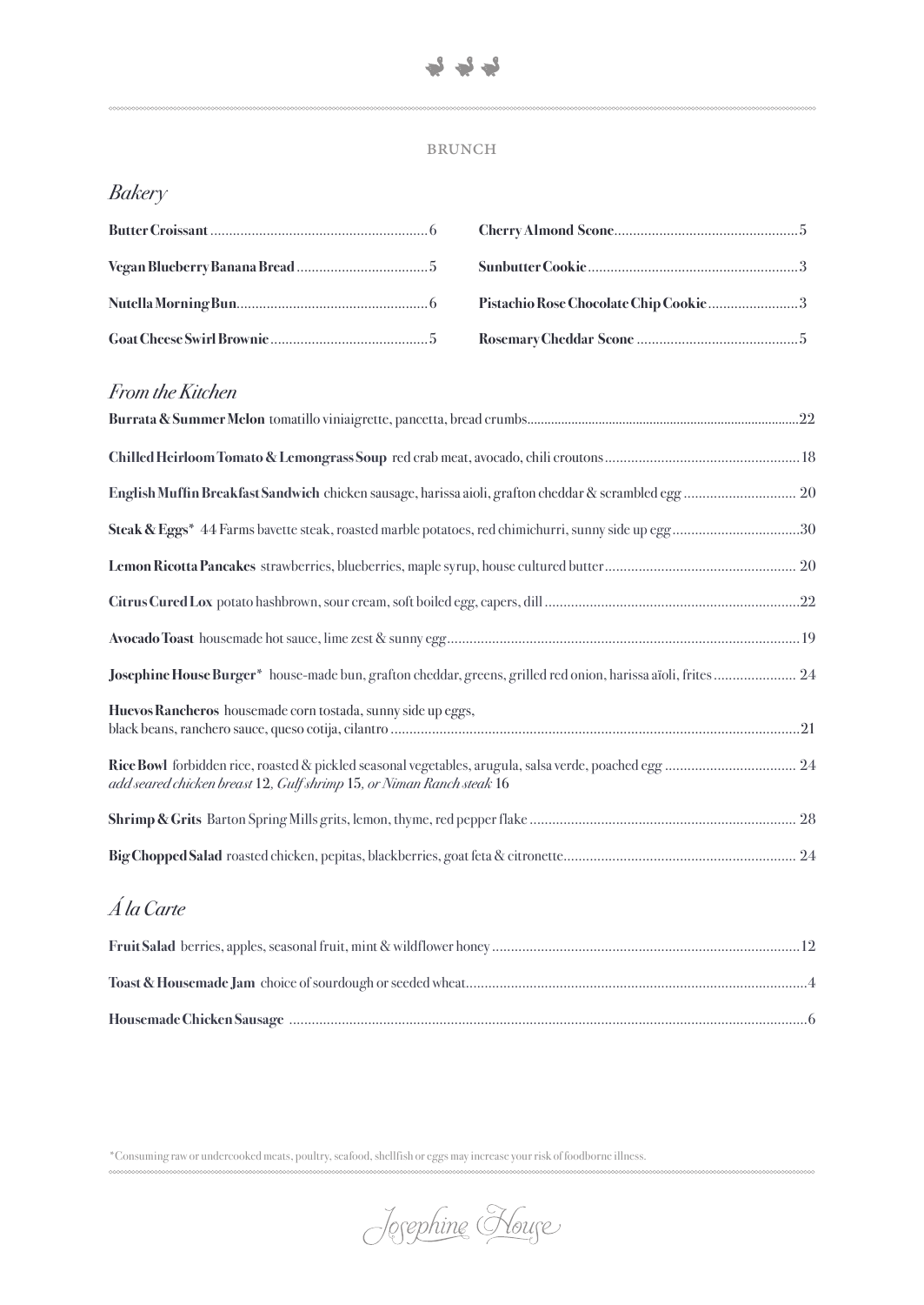BRUNCH

## *Bakery*

**Butter Croissant** ........ 6

**Vegan Blueberry Banana Bread** ........ 5

**Nutella Morning Bun** ........ 6

**Goat Cheese Swirl Brownie** ........ 5

**Cherry Almond Scone** ........ 5

**Sunbutter Cookie** ........ 3

**Pistachio Rose Chocolate Chip Cookie** ........ 3

**Rosemary Cheddar Scone** ........ 5

## *From the Kitchen*

**Burrata & Summer Melon** tomatillo viniaigrette, pancetta, bread crumbs ........ 22

**Chilled Heirloom Tomato & Lemongrass Soup** red crab meat, avocado, chili croutons ........ 18

**English Muffin Breakfast Sandwich** chicken sausage, harissa aioli, grafton cheddar & scrambled egg ........ 20

**Steak & Eggs*** 44 Farms bavette steak, roasted marble potatoes, red chimichurri, sunny side up egg ........ 30

**Lemon Ricotta Pancakes** strawberries, blueberries, maple syrup, house cultured butter ........ 20

**Citrus Cured Lox** potato hashbrown, sour cream, soft boiled egg, capers, dill ........ 22

**Avocado Toast** housemade hot sauce, lime zest & sunny egg ........ 19

**Josephine House Burger*** house-made bun, grafton cheddar, greens, grilled red onion, harissa aïoli, frites ........ 24

**Huevos Rancheros** housemade corn tostada, sunny side up eggs, black beans, ranchero sauce, queso cotija, cilantro ........ 21

**Rice Bowl** forbidden rice, roasted & pickled seasonal vegetables, arugula, salsa verde, poached egg ........ 24
*add seared chicken breast* 12*, Gulf shrimp* 15*, or Niman Ranch steak* 16

**Shrimp & Grits** Barton Spring Mills grits, lemon, thyme, red pepper flake ........ 28

**Big Chopped Salad** roasted chicken, pepitas, blackberries, goat feta & citronette ........ 24

## *Á la Carte*

**Fruit Salad** berries, apples, seasonal fruit, mint & wildflower honey ........ 12

**Toast & Housemade Jam** choice of sourdough or seeded wheat ........ 4

**Housemade Chicken Sausage** ........ 6

*Consuming raw or undercooked meats, poultry, seafood, shellfish or eggs may increase your risk of foodborne illness.

Josephine House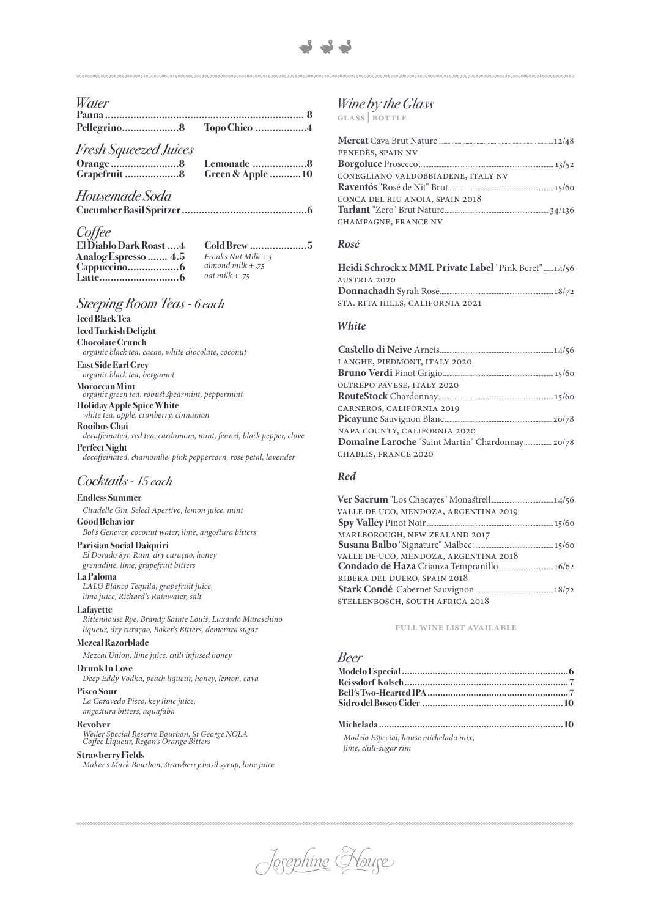## Water

**Panna** ........ 8
**Pellegrino** ........ 8
**Topo Chico** ........ 4

## Fresh Squeezed Juices

**Orange** ........ 8
**Grapefruit** ........ 8
**Lemonade** ........ 8
**Green & Apple** ........ 10

## Housemade Soda

**Cucumber Basil Spritzer** ........ 6

## Coffee

**El Diablo Dark Roast** ........ 4
**Analog Espresso** ........ 4.5
**Cappuccino** ........ 6
**Latte** ........ 6
**Cold Brew** ........ 5

*Fronks Nut Milk + 3*
*almond milk + .75*
*oat milk + .75*

## Steeping Room Teas - 6 each

**Iced Black Tea**

**Iced Turkish Delight**

**Chocolate Crunch**
*organic black tea, cacao, white chocolate, coconut*

**East Side Earl Grey**
*organic black tea, bergamot*

**Moroccan Mint**
*organic green tea, robust spearmint, peppermint*

**Holiday Apple Spice White**
*white tea, apple, cranberry, cinnamon*

**Rooibos Chai**
*decaffeinated, red tea, cardomom, mint, fennel, black pepper, clove*

**Perfect Night**
*decaffeinated, chamomile, pink peppercorn, rose petal, lavender*

## Cocktails - 15 each

**Endless Summer**
*Citadelle Gin, Select Apertivo, lemon juice, mint*

**Good Behavior**
*Bol's Genever, coconut water, lime, angostura bitters*

**Parisian Social Daiquiri**
*El Dorado 8yr. Rum, dry curaçao, honey grenadine, lime, grapefruit bitters*

**La Paloma**
*LALO Blanco Tequila, grapefruit juice, lime juice, Richard's Rainwater, salt*

**Lafayette**
*Rittenhouse Rye, Brandy Sainte Louis, Luxardo Maraschino liqueur, dry curaçao, Boker's Bitters, demerara sugar*

**Mezcal Razorblade**
*Mezcal Union, lime juice, chili infused honey*

**Drunk In Love**
*Deep Eddy Vodka, peach liqueur, honey, lemon, cava*

**Pisco Sour**
*La Caravedo Pisco, key lime juice, angostura bitters, aquafaba*

**Revolver**
*Weller Special Reserve Bourbon, St George NOLA Coffee Liqueur, Regan's Orange Bitters*

**Strawberry Fields**
*Maker's Mark Bourbon, strawberry basil syrup, lime juice*

## Wine by the Glass

GLASS | BOTTLE

**Mercat** Cava Brut Nature ........ 12/48
PENEDÈS, SPAIN NV

**Borgoluce** Prosecco ........ 13/52
CONEGLIANO VALDOBBIADENE, ITALY NV

**Raventós** "Rosé de Nit" Brut ........ 15/60
CONCA DEL RIU ANOIA, SPAIN 2018

**Tarlant** "Zero" Brut Nature ........ 34/136
CHAMPAGNE, FRANCE NV

### Rosé

**Heidi Schrock x MML Private Label** "Pink Beret" ........ 14/56
AUSTRIA 2020

**Donnachadh** Syrah Rosé ........ 18/72
STA. RITA HILLS, CALIFORNIA 2021

### White

**Castello di Neive** Arneis ........ 14/56
LANGHE, PIEDMONT, ITALY 2020

**Bruno Verdi** Pinot Grigio ........ 15/60
OLTREPO PAVESE, ITALY 2020

**RouteStock** Chardonnay ........ 15/60
CARNEROS, CALIFORNIA 2019

**Picayune** Sauvignon Blanc ........ 20/78
NAPA COUNTY, CALIFORNIA 2020

**Domaine Laroche** "Saint Martin" Chardonnay ........ 20/78
CHABLIS, FRANCE 2020

### Red

**Ver Sacrum** "Los Chacayes" Monastrell ........ 14/56
VALLE DE UCO, MENDOZA, ARGENTINA 2019

**Spy Valley** Pinot Noir ........ 15/60
MARLBOROUGH, NEW ZEALAND 2017

**Susana Balbo** "Signature" Malbec ........ 15/60
VALLE DE UCO, MENDOZA, ARGENTINA 2018

**Condado de Haza** Crianza Tempranillo ........ 16/62
RIBERA DEL DUERO, SPAIN 2018

**Stark Condé** Cabernet Sauvignon ........ 18/72
STELLENBOSCH, SOUTH AFRICA 2018

FULL WINE LIST AVAILABLE

## Beer

**Modelo Especial** ........ 6
**Reissdorf Kolsch** ........ 7
**Bell's Two-Hearted IPA** ........ 7
**Sidro del Bosco Cider** ........ 10

**Michelada** ........ 10
*Modelo Especial, house michelada mix, lime, chili-sugar rim*

Josephine House